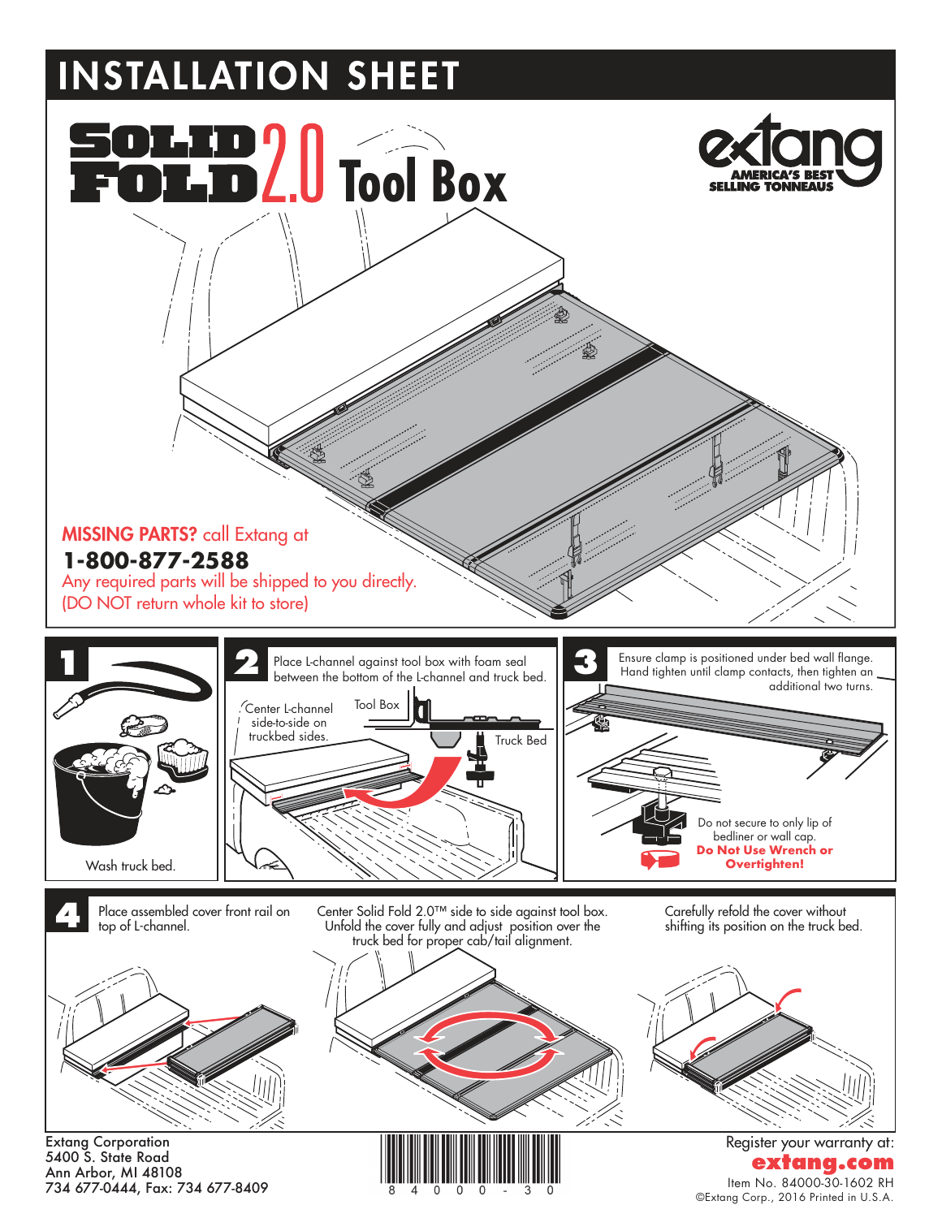# INSTALLATION SHEET

## SOLID FOLD 2.0 Tool Box

extang
AMERICA'S BEST SELLING TONNEAUS

**MISSING PARTS?** call Extang at
**1-800-877-2588**
Any required parts will be shipped to you directly.
(DO NOT return whole kit to store)

### 1

Wash truck bed.

### 2

Place L-channel against tool box with foam seal between the bottom of the L-channel and truck bed.

Center L-channel side-to-side on truckbed sides.

Tool Box

Truck Bed

### 3

Ensure clamp is positioned under bed wall flange. Hand tighten until clamp contacts, then tighten an additional two turns.

Do not secure to only lip of bedliner or wall cap.
**Do Not Use Wrench or Overtighten!**

### 4

Place assembled cover front rail on top of L-channel.

Center Solid Fold 2.0™ side to side against tool box. Unfold the cover fully and adjust position over the truck bed for proper cab/tail alignment.

Carefully refold the cover without shifting its position on the truck bed.

Extang Corporation
5400 S. State Road
Ann Arbor, MI 48108
734 677-0444, Fax: 734 677-8409

8 4 0 0 0 - 3 0

Register your warranty at:
**extang.com**
Item No. 84000-30-1602 RH
©Extang Corp., 2016 Printed in U.S.A.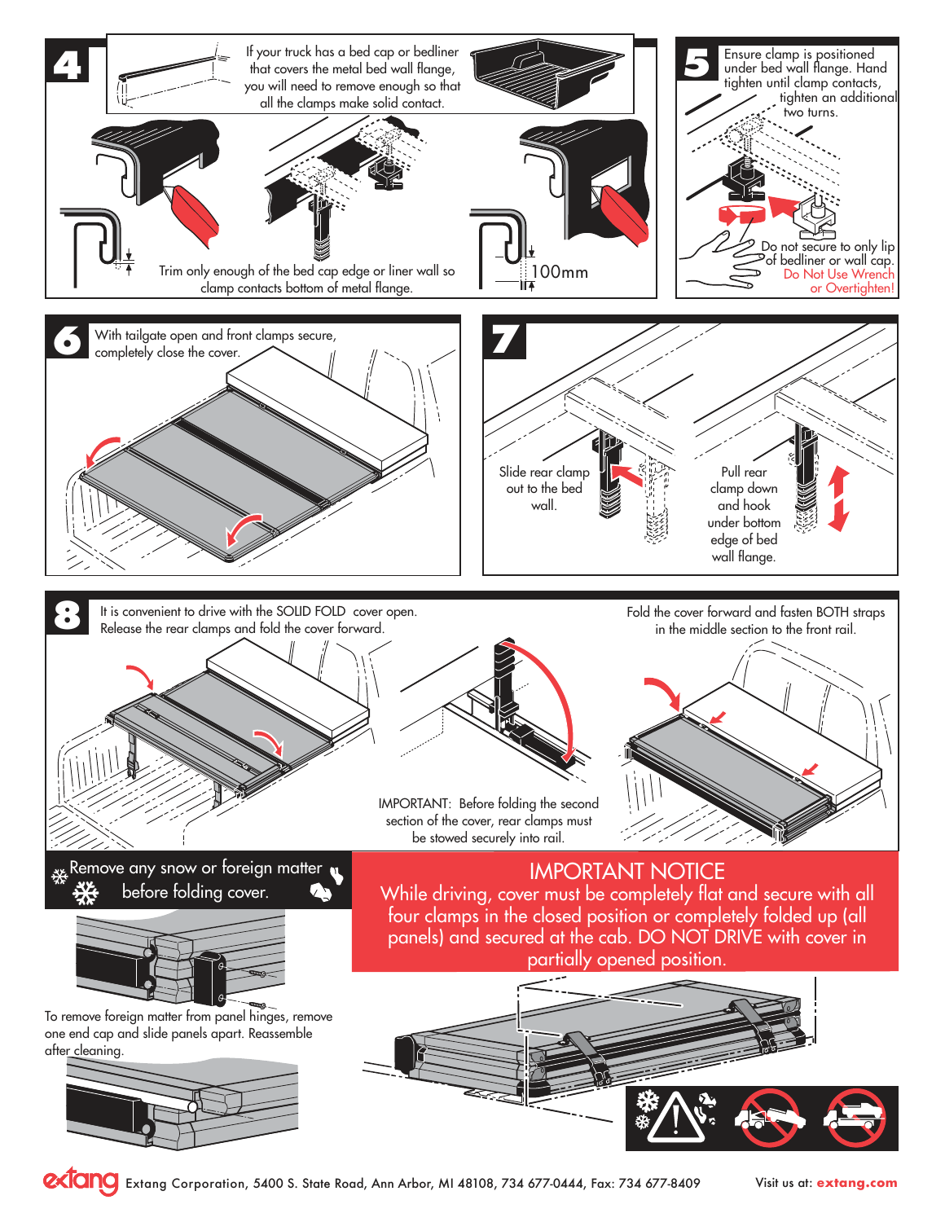## 4

If your truck has a bed cap or bedliner that covers the metal bed wall flange, you will need to remove enough so that all the clamps make solid contact.

Trim only enough of the bed cap edge or liner wall so clamp contacts bottom of metal flange.

100mm

## 5

Ensure clamp is positioned under bed wall flange. Hand tighten until clamp contacts, tighten an additional two turns.

Do not secure to only lip of bedliner or wall cap. Do Not Use Wrench or Overtighten!

## 6

With tailgate open and front clamps secure, completely close the cover.

## 7

Slide rear clamp out to the bed wall.

Pull rear clamp down and hook under bottom edge of bed wall flange.

## 8

It is convenient to drive with the SOLID FOLD cover open. Release the rear clamps and fold the cover forward.

IMPORTANT: Before folding the second section of the cover, rear clamps must be stowed securely into rail.

Fold the cover forward and fasten BOTH straps in the middle section to the front rail.

Remove any snow or foreign matter before folding cover.

To remove foreign matter from panel hinges, remove one end cap and slide panels apart. Reassemble after cleaning.

## IMPORTANT NOTICE

While driving, cover must be completely flat and secure with all four clamps in the closed position or completely folded up (all panels) and secured at the cab. DO NOT DRIVE with cover in partially opened position.

extang Extang Corporation, 5400 S. State Road, Ann Arbor, MI 48108, 734 677-0444, Fax: 734 677-8409

Visit us at: **extang.com**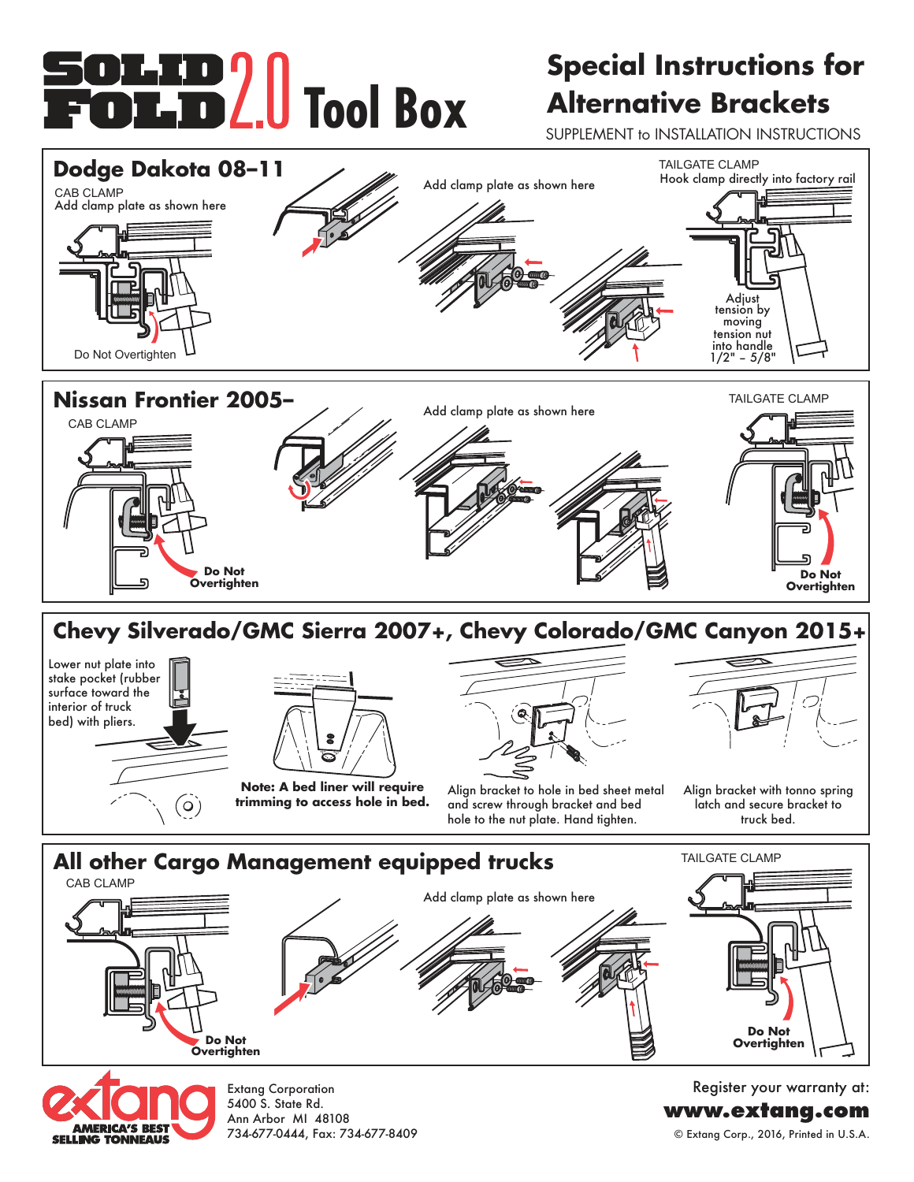# SOLID FOLD 2.0 Tool Box

## Special Instructions for Alternative Brackets

SUPPLEMENT to INSTALLATION INSTRUCTIONS

## Dodge Dakota 08–11

CAB CLAMP
Add clamp plate as shown here

Do Not Overtighten

Add clamp plate as shown here

TAILGATE CLAMP
Hook clamp directly into factory rail

Adjust tension by moving tension nut into handle 1/2" – 5/8"

## Nissan Frontier 2005–

CAB CLAMP

**Do Not Overtighten**

Add clamp plate as shown here

TAILGATE CLAMP

**Do Not Overtighten**

## Chevy Silverado/GMC Sierra 2007+, Chevy Colorado/GMC Canyon 2015+

Lower nut plate into stake pocket (rubber surface toward the interior of truck bed) with pliers.

**Note: A bed liner will require trimming to access hole in bed.**

Align bracket to hole in bed sheet metal and screw through bracket and bed hole to the nut plate. Hand tighten.

Align bracket with tonno spring latch and secure bracket to truck bed.

## All other Cargo Management equipped trucks

CAB CLAMP

**Do Not Overtighten**

Add clamp plate as shown here

TAILGATE CLAMP

**Do Not Overtighten**

extang
AMERICA'S BEST SELLING TONNEAUS

Extang Corporation
5400 S. State Rd.
Ann Arbor MI 48108
734-677-0444, Fax: 734-677-8409

Register your warranty at:
**www.extang.com**

© Extang Corp., 2016, Printed in U.S.A.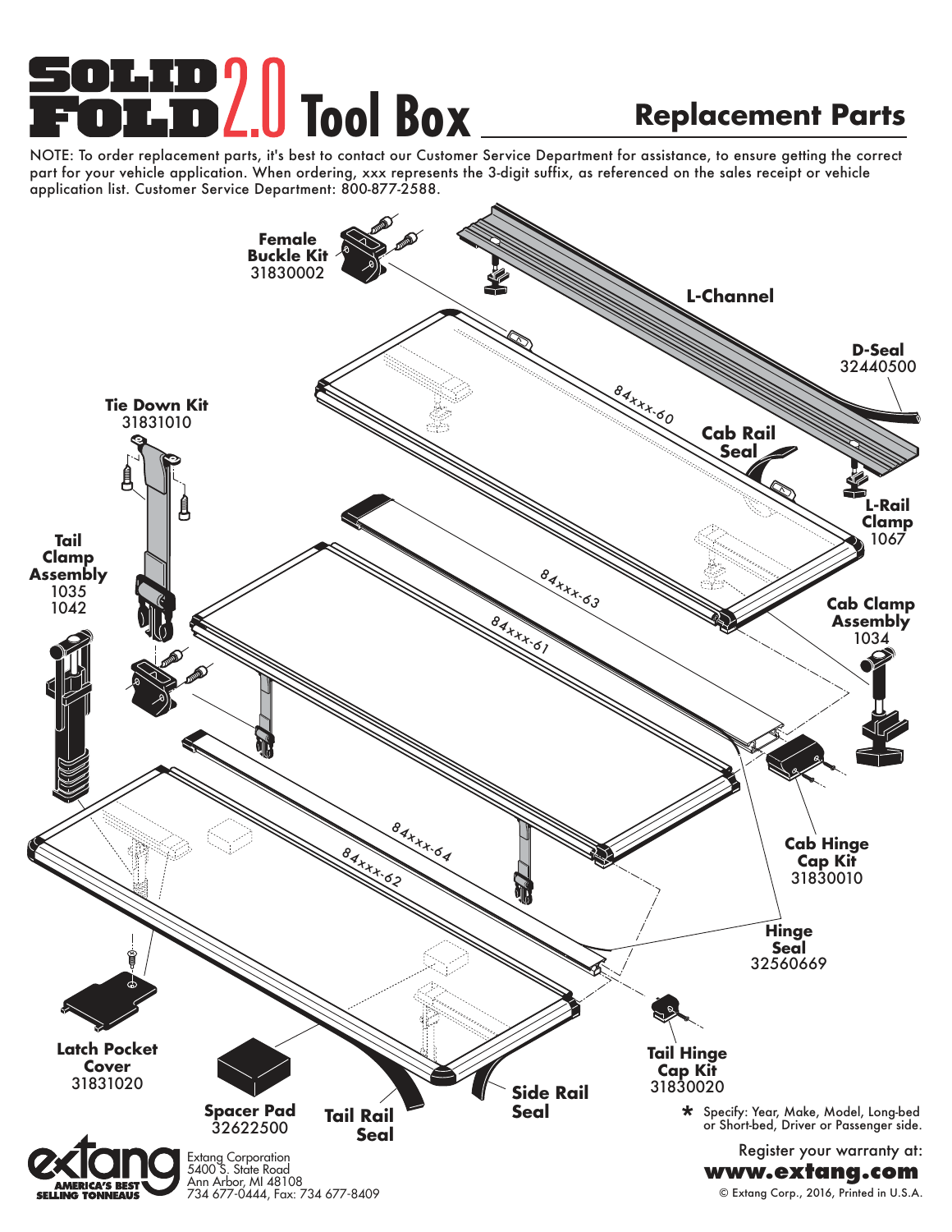# SOLID FOLD 2.0 Tool Box

## Replacement Parts

NOTE: To order replacement parts, it's best to contact our Customer Service Department for assistance, to ensure getting the correct part for your vehicle application. When ordering, xxx represents the 3-digit suffix, as referenced on the sales receipt or vehicle application list. Customer Service Department: 800-877-2588.

**Female Buckle Kit**
31830002

**L-Channel**

**D-Seal**
32440500

84xxx-60

**Cab Rail Seal**

**Tie Down Kit**
31831010

**L-Rail Clamp**
1067

**Tail Clamp Assembly**
1035
1042

84xxx-63

84xxx-61

**Cab Clamp Assembly**
1034

**Cab Hinge Cap Kit**
31830010

84xxx-64

84xxx-62

**Hinge Seal**
32560669

**Latch Pocket Cover**
31831020

**Spacer Pad**
32622500

**Tail Rail Seal**

**Side Rail Seal**

**Tail Hinge Cap Kit**
31830020

* Specify: Year, Make, Model, Long-bed or Short-bed, Driver or Passenger side.

Register your warranty at:
**www.extang.com**

extang — AMERICA'S BEST SELLING TONNEAUS

Extang Corporation
5400 S. State Road
Ann Arbor, MI 48108
734 677-0444, Fax: 734 677-8409

© Extang Corp., 2016, Printed in U.S.A.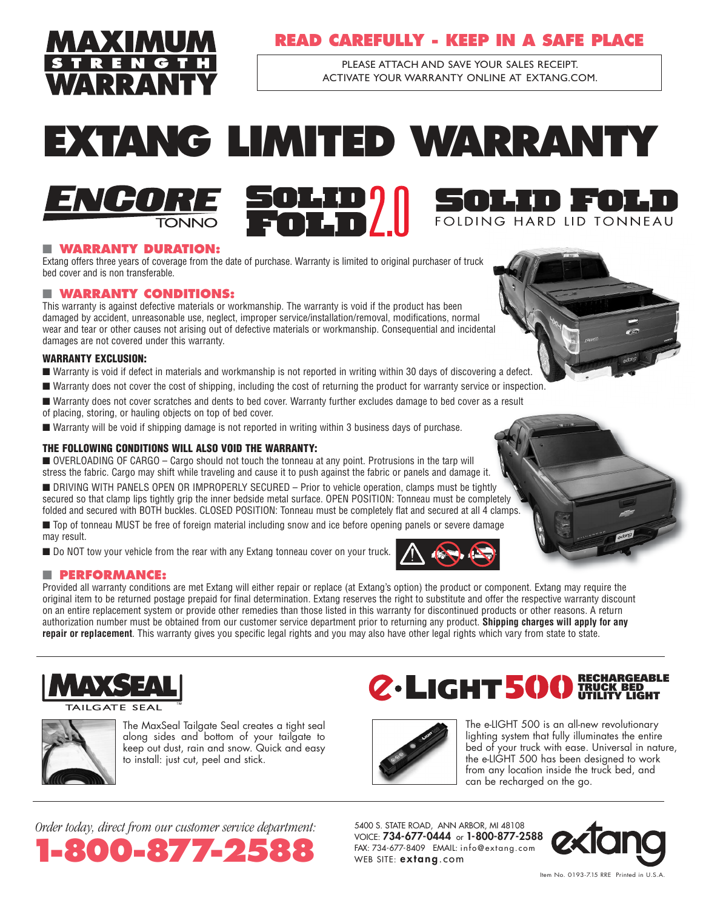# MAXIMUM STRENGTH WARRANTY

## READ CAREFULLY - KEEP IN A SAFE PLACE

PLEASE ATTACH AND SAVE YOUR SALES RECEIPT.
ACTIVATE YOUR WARRANTY ONLINE AT EXTANG.COM.

# EXTANG LIMITED WARRANTY

ENCORE TONNO | SOLID FOLD 2.0 | SOLID FOLD FOLDING HARD LID TONNEAU

### WARRANTY DURATION:

Extang offers three years of coverage from the date of purchase. Warranty is limited to original purchaser of truck bed cover and is non transferable.

### WARRANTY CONDITIONS:

This warranty is against defective materials or workmanship. The warranty is void if the product has been damaged by accident, unreasonable use, neglect, improper service/installation/removal, modifications, normal wear and tear or other causes not arising out of defective materials or workmanship. Consequential and incidental damages are not covered under this warranty.

**WARRANTY EXCLUSION:**

- Warranty is void if defect in materials and workmanship is not reported in writing within 30 days of discovering a defect.
- Warranty does not cover the cost of shipping, including the cost of returning the product for warranty service or inspection.
- Warranty does not cover scratches and dents to bed cover. Warranty further excludes damage to bed cover as a result of placing, storing, or hauling objects on top of bed cover.
- Warranty will be void if shipping damage is not reported in writing within 3 business days of purchase.

**THE FOLLOWING CONDITIONS WILL ALSO VOID THE WARRANTY:**

- OVERLOADING OF CARGO – Cargo should not touch the tonneau at any point. Protrusions in the tarp will stress the fabric. Cargo may shift while traveling and cause it to push against the fabric or panels and damage it.
- DRIVING WITH PANELS OPEN OR IMPROPERLY SECURED – Prior to vehicle operation, clamps must be tightly secured so that clamp lips tightly grip the inner bedside metal surface. OPEN POSITION: Tonneau must be completely folded and secured with BOTH buckles. CLOSED POSITION: Tonneau must be completely flat and secured at all 4 clamps.
- Top of tonneau MUST be free of foreign material including snow and ice before opening panels or severe damage may result.
- Do NOT tow your vehicle from the rear with any Extang tonneau cover on your truck.

### PERFORMANCE:

Provided all warranty conditions are met Extang will either repair or replace (at Extang's option) the product or component. Extang may require the original item to be returned postage prepaid for final determination. Extang reserves the right to substitute and offer the respective warranty discount on an entire replacement system or provide other remedies than those listed in this warranty for discontinued products or other reasons. A return authorization number must be obtained from our customer service department prior to returning any product. **Shipping charges will apply for any repair or replacement**. This warranty gives you specific legal rights and you may also have other legal rights which vary from state to state.

---

## MAXSEAL TAILGATE SEAL™

The MaxSeal Tailgate Seal creates a tight seal along sides and bottom of your tailgate to keep out dust, rain and snow. Quick and easy to install: just cut, peel and stick.

## e·LIGHT 500 RECHARGEABLE TRUCK BED UTILITY LIGHT

The e-LIGHT 500 is an all-new revolutionary lighting system that fully illuminates the entire bed of your truck with ease. Universal in nature, the e-LIGHT 500 has been designed to work from any location inside the truck bed, and can be recharged on the go.

---

*Order today, direct from our customer service department:*

**1-800-877-2588**

5400 S. STATE ROAD, ANN ARBOR, MI 48108
VOICE: **734-677-0444** or **1-800-877-2588**
FAX: 734-677-8409 EMAIL: info@extang.com
WEB SITE: **extang**.com

extang

Item No. 0193-7.15 RRE Printed in U.S.A.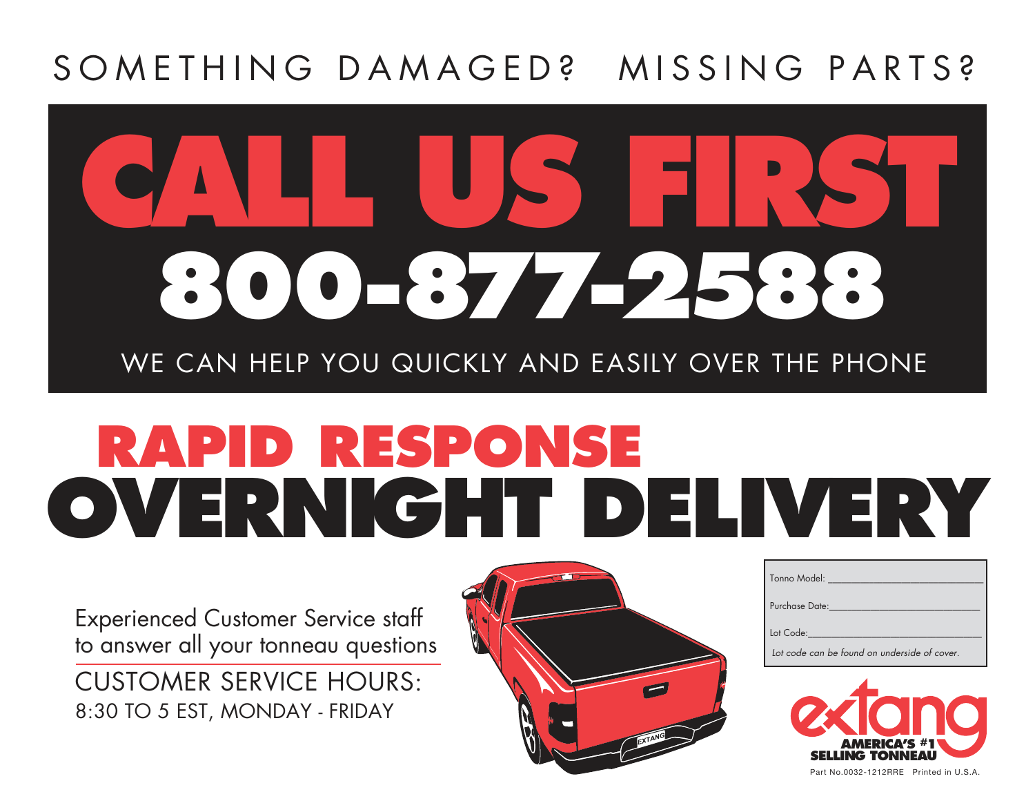SOMETHING DAMAGED? MISSING PARTS?

# CALL US FIRST

# 800-877-2588

WE CAN HELP YOU QUICKLY AND EASILY OVER THE PHONE

# RAPID RESPONSE

# OVERNIGHT DELIVERY

Experienced Customer Service staff to answer all your tonneau questions

CUSTOMER SERVICE HOURS:

8:30 TO 5 EST, MONDAY - FRIDAY

Tonno Model: ______________________

Purchase Date: ______________________

Lot Code: ______________________

*Lot code can be found on underside of cover.*

extang

AMERICA'S #1 SELLING TONNEAU

Part No.0032-1212RRE Printed in U.S.A.